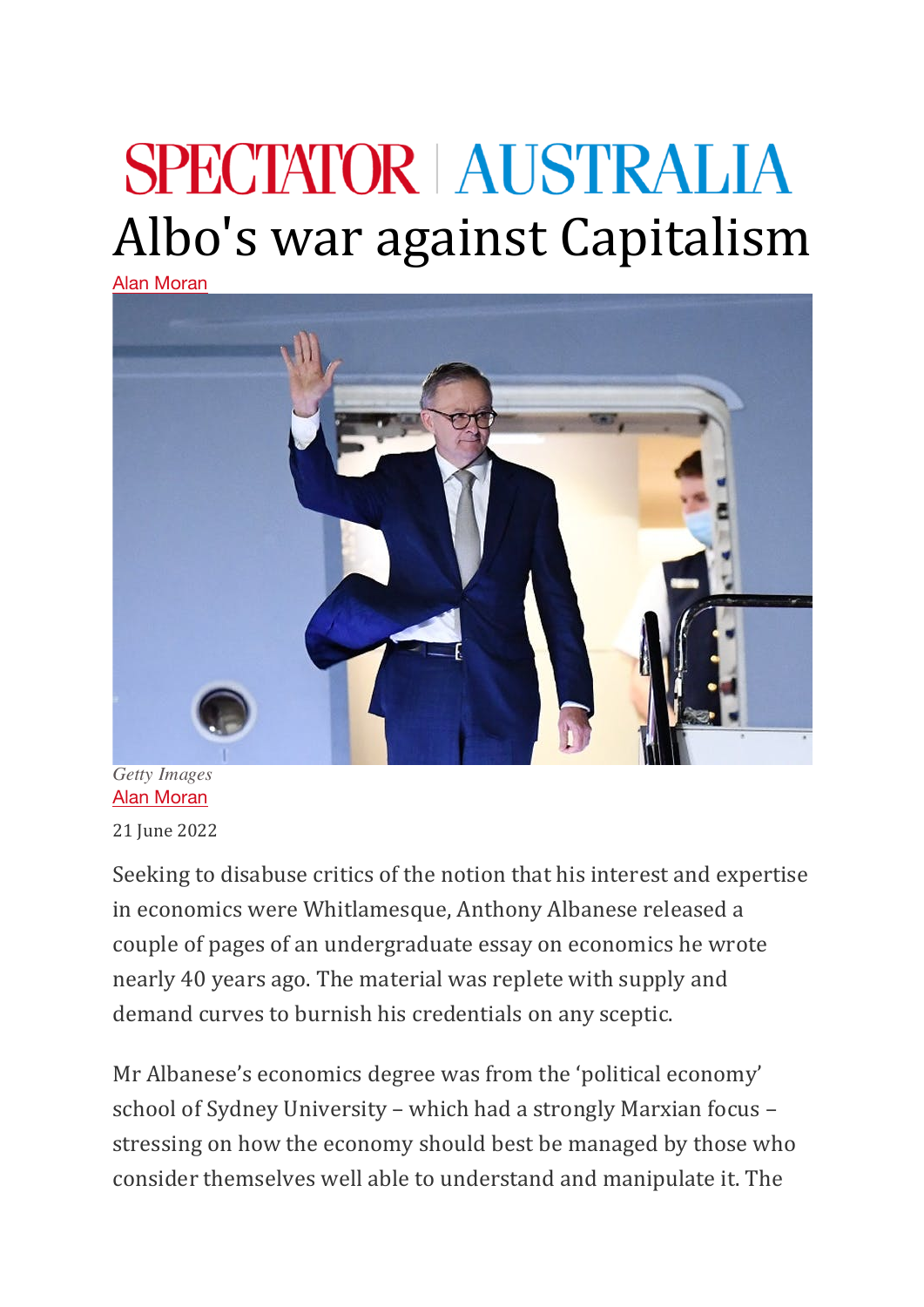SPECTATOR | AUSTRALIA

# Albo's war against Capitalism

Alan Moran

*Getty Images*

Alan Moran

21 June 2022

Seeking to disabuse critics of the notion that his interest and expertise in economics were Whitlamesque, Anthony Albanese released a couple of pages of an undergraduate essay on economics he wrote nearly 40 years ago. The material was replete with supply and demand curves to burnish his credentials on any sceptic.

Mr Albanese's economics degree was from the 'political economy' school of Sydney University – which had a strongly Marxian focus – stressing on how the economy should best be managed by those who consider themselves well able to understand and manipulate it. The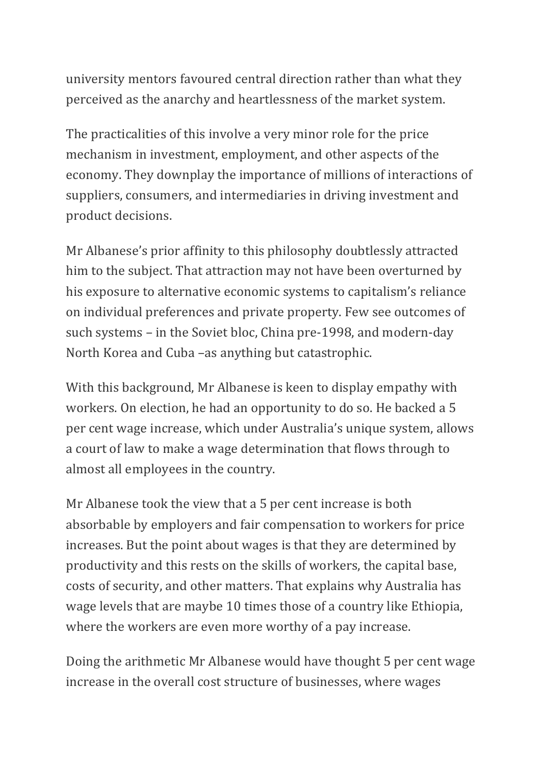university mentors favoured central direction rather than what they perceived as the anarchy and heartlessness of the market system.

The practicalities of this involve a very minor role for the price mechanism in investment, employment, and other aspects of the economy. They downplay the importance of millions of interactions of suppliers, consumers, and intermediaries in driving investment and product decisions.

Mr Albanese's prior affinity to this philosophy doubtlessly attracted him to the subject. That attraction may not have been overturned by his exposure to alternative economic systems to capitalism's reliance on individual preferences and private property. Few see outcomes of such systems – in the Soviet bloc, China pre-1998, and modern-day North Korea and Cuba –as anything but catastrophic.

With this background, Mr Albanese is keen to display empathy with workers. On election, he had an opportunity to do so. He backed a 5 per cent wage increase, which under Australia's unique system, allows a court of law to make a wage determination that flows through to almost all employees in the country.

Mr Albanese took the view that a 5 per cent increase is both absorbable by employers and fair compensation to workers for price increases. But the point about wages is that they are determined by productivity and this rests on the skills of workers, the capital base, costs of security, and other matters. That explains why Australia has wage levels that are maybe 10 times those of a country like Ethiopia, where the workers are even more worthy of a pay increase.

Doing the arithmetic Mr Albanese would have thought 5 per cent wage increase in the overall cost structure of businesses, where wages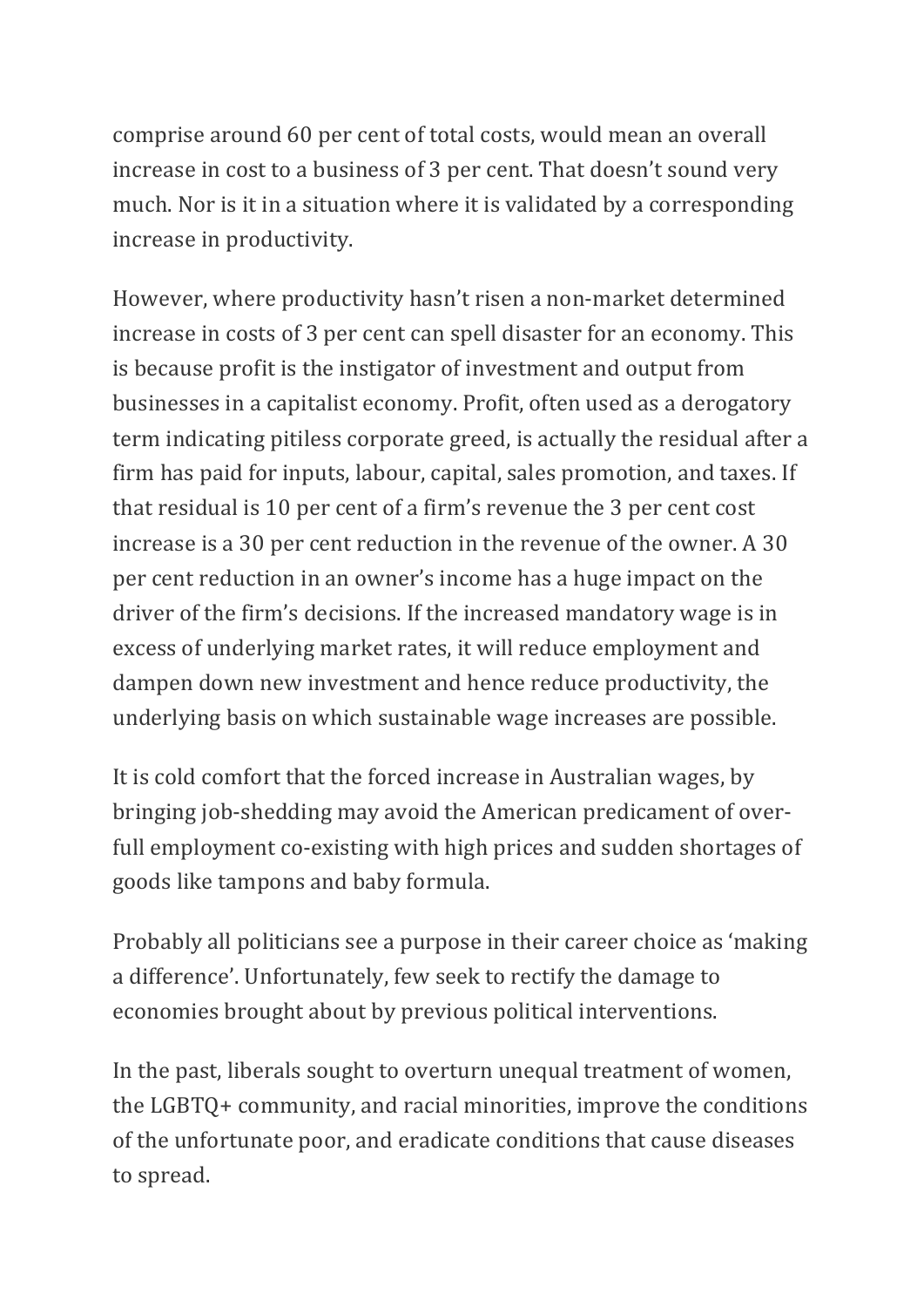comprise around 60 per cent of total costs, would mean an overall increase in cost to a business of 3 per cent. That doesn't sound very much. Nor is it in a situation where it is validated by a corresponding increase in productivity.

However, where productivity hasn't risen a non-market determined increase in costs of 3 per cent can spell disaster for an economy. This is because profit is the instigator of investment and output from businesses in a capitalist economy. Profit, often used as a derogatory term indicating pitiless corporate greed, is actually the residual after a firm has paid for inputs, labour, capital, sales promotion, and taxes. If that residual is 10 per cent of a firm's revenue the 3 per cent cost increase is a 30 per cent reduction in the revenue of the owner. A 30 per cent reduction in an owner's income has a huge impact on the driver of the firm's decisions. If the increased mandatory wage is in excess of underlying market rates, it will reduce employment and dampen down new investment and hence reduce productivity, the underlying basis on which sustainable wage increases are possible.

It is cold comfort that the forced increase in Australian wages, by bringing job-shedding may avoid the American predicament of over-full employment co-existing with high prices and sudden shortages of goods like tampons and baby formula.

Probably all politicians see a purpose in their career choice as 'making a difference'. Unfortunately, few seek to rectify the damage to economies brought about by previous political interventions.

In the past, liberals sought to overturn unequal treatment of women, the LGBTQ+ community, and racial minorities, improve the conditions of the unfortunate poor, and eradicate conditions that cause diseases to spread.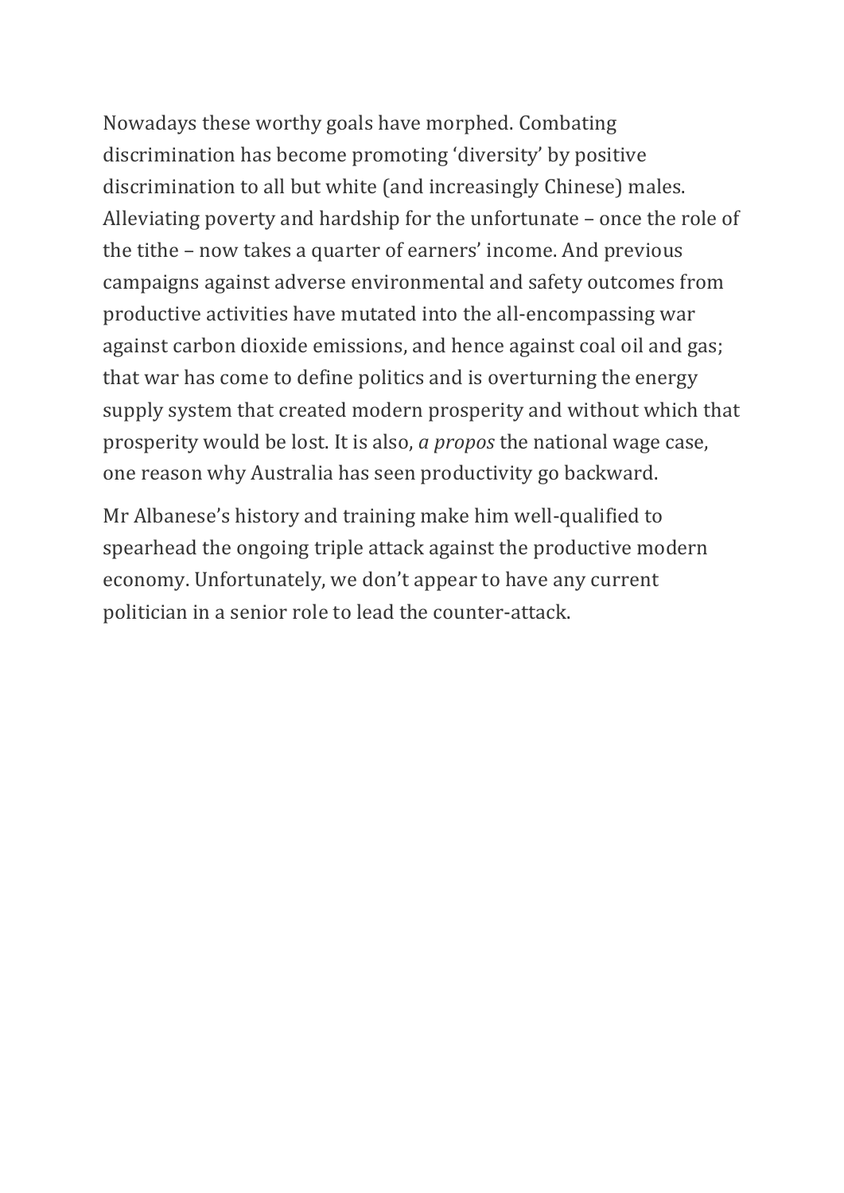Nowadays these worthy goals have morphed. Combating discrimination has become promoting 'diversity' by positive discrimination to all but white (and increasingly Chinese) males. Alleviating poverty and hardship for the unfortunate – once the role of the tithe – now takes a quarter of earners' income. And previous campaigns against adverse environmental and safety outcomes from productive activities have mutated into the all-encompassing war against carbon dioxide emissions, and hence against coal oil and gas; that war has come to define politics and is overturning the energy supply system that created modern prosperity and without which that prosperity would be lost. It is also, *a propos* the national wage case, one reason why Australia has seen productivity go backward.

Mr Albanese's history and training make him well-qualified to spearhead the ongoing triple attack against the productive modern economy. Unfortunately, we don't appear to have any current politician in a senior role to lead the counter-attack.